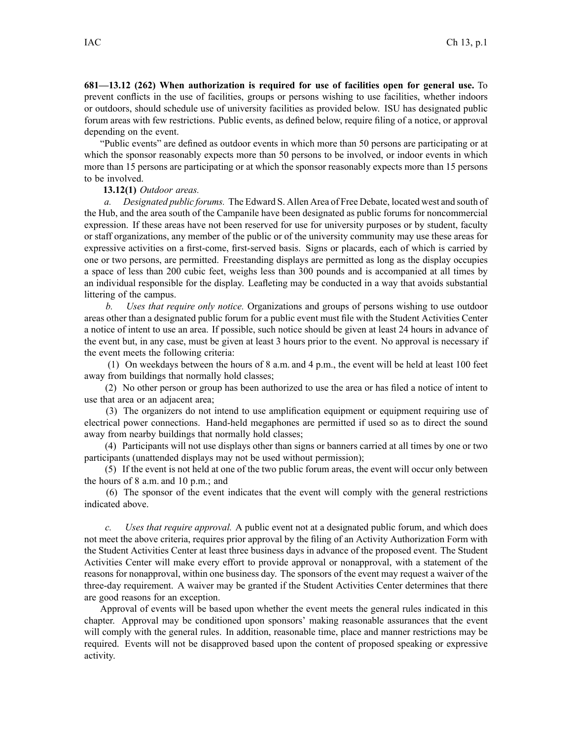**681—13.12 (262) When authorization is required for use of facilities open for general use.** To prevent conflicts in the use of facilities, groups or persons wishing to use facilities, whether indoors or outdoors, should schedule use of university facilities as provided below. ISU has designated public forum areas with few restrictions. Public events, as defined below, require filing of a notice, or approval depending on the event.

"Public events" are defined as outdoor events in which more than 50 persons are participating or at which the sponsor reasonably expects more than 50 persons to be involved, or indoor events in which more than 15 persons are participating or at which the sponsor reasonably expects more than 15 persons to be involved.

**13.12(1)** *Outdoor areas.*

*a. Designated public forums.* The Edward S. Allen Area of Free Debate, located west and south of the Hub, and the area south of the Campanile have been designated as public forums for noncommercial expression. If these areas have not been reserved for use for university purposes or by student, faculty or staff organizations, any member of the public or of the university community may use these areas for expressive activities on a first-come, first-served basis. Signs or placards, each of which is carried by one or two persons, are permitted. Freestanding displays are permitted as long as the display occupies a space of less than 200 cubic feet, weighs less than 300 pounds and is accompanied at all times by an individual responsible for the display. Leafleting may be conducted in a way that avoids substantial littering of the campus.

*b. Uses that require only notice.* Organizations and groups of persons wishing to use outdoor areas other than a designated public forum for a public event must file with the Student Activities Center a notice of intent to use an area. If possible, such notice should be given at least 24 hours in advance of the event but, in any case, must be given at least 3 hours prior to the event. No approval is necessary if the event meets the following criteria:

(1) On weekdays between the hours of 8 a.m. and 4 p.m., the event will be held at least 100 feet away from buildings that normally hold classes;

(2) No other person or group has been authorized to use the area or has filed a notice of intent to use that area or an adjacent area;

(3) The organizers do not intend to use amplification equipment or equipment requiring use of electrical power connections. Hand-held megaphones are permitted if used so as to direct the sound away from nearby buildings that normally hold classes;

(4) Participants will not use displays other than signs or banners carried at all times by one or two participants (unattended displays may not be used without permission);

(5) If the event is not held at one of the two public forum areas, the event will occur only between the hours of 8 a.m. and 10 p.m.; and

(6) The sponsor of the event indicates that the event will comply with the general restrictions indicated above.

*c. Uses that require approval.* A public event not at a designated public forum, and which does not meet the above criteria, requires prior approval by the filing of an Activity Authorization Form with the Student Activities Center at least three business days in advance of the proposed event. The Student Activities Center will make every effort to provide approval or nonapproval, with a statement of the reasons for nonapproval, within one business day. The sponsors of the event may request a waiver of the three-day requirement. A waiver may be granted if the Student Activities Center determines that there are good reasons for an exception.

Approval of events will be based upon whether the event meets the general rules indicated in this chapter. Approval may be conditioned upon sponsors' making reasonable assurances that the event will comply with the general rules. In addition, reasonable time, place and manner restrictions may be required. Events will not be disapproved based upon the content of proposed speaking or expressive activity.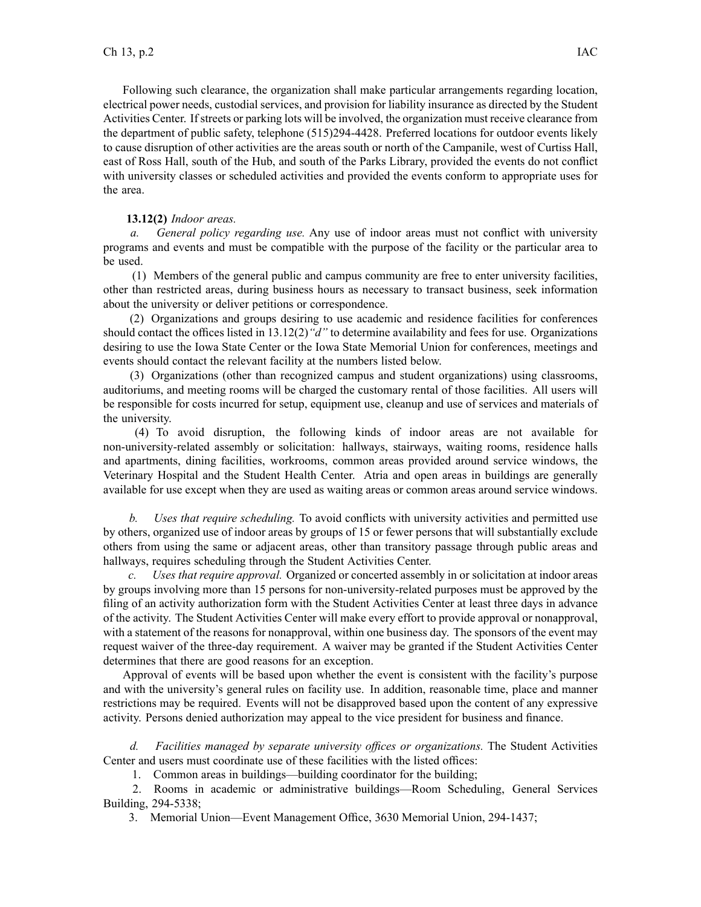Following such clearance, the organization shall make particular arrangements regarding location, electrical power needs, custodial services, and provision for liability insurance as directed by the Student Activities Center. If streets or parking lots will be involved, the organization must receive clearance from the department of public safety, telephone (515)294-4428. Preferred locations for outdoor events likely to cause disruption of other activities are the areas south or north of the Campanile, west of Curtiss Hall, east of Ross Hall, south of the Hub, and south of the Parks Library, provided the events do not conflict with university classes or scheduled activities and provided the events conform to appropriate uses for the area.

**13.12(2)** *Indoor areas.*

*a. General policy regarding use.* Any use of indoor areas must not conflict with university programs and events and must be compatible with the purpose of the facility or the particular area to be used.

(1) Members of the general public and campus community are free to enter university facilities, other than restricted areas, during business hours as necessary to transact business, seek information about the university or deliver petitions or correspondence.

(2) Organizations and groups desiring to use academic and residence facilities for conferences should contact the offices listed in 13.12(2)*"d"* to determine availability and fees for use. Organizations desiring to use the Iowa State Center or the Iowa State Memorial Union for conferences, meetings and events should contact the relevant facility at the numbers listed below.

(3) Organizations (other than recognized campus and student organizations) using classrooms, auditoriums, and meeting rooms will be charged the customary rental of those facilities. All users will be responsible for costs incurred for setup, equipment use, cleanup and use of services and materials of the university.

(4) To avoid disruption, the following kinds of indoor areas are not available for non-university-related assembly or solicitation: hallways, stairways, waiting rooms, residence halls and apartments, dining facilities, workrooms, common areas provided around service windows, the Veterinary Hospital and the Student Health Center. Atria and open areas in buildings are generally available for use except when they are used as waiting areas or common areas around service windows.

*b. Uses that require scheduling.* To avoid conflicts with university activities and permitted use by others, organized use of indoor areas by groups of 15 or fewer persons that will substantially exclude others from using the same or adjacent areas, other than transitory passage through public areas and hallways, requires scheduling through the Student Activities Center.

*c. Uses that require approval.* Organized or concerted assembly in or solicitation at indoor areas by groups involving more than 15 persons for non-university-related purposes must be approved by the filing of an activity authorization form with the Student Activities Center at least three days in advance of the activity. The Student Activities Center will make every effort to provide approval or nonapproval, with a statement of the reasons for nonapproval, within one business day. The sponsors of the event may request waiver of the three-day requirement. A waiver may be granted if the Student Activities Center determines that there are good reasons for an exception.

Approval of events will be based upon whether the event is consistent with the facility's purpose and with the university's general rules on facility use. In addition, reasonable time, place and manner restrictions may be required. Events will not be disapproved based upon the content of any expressive activity. Persons denied authorization may appeal to the vice president for business and finance.

*d. Facilities managed by separate university offices or organizations.* The Student Activities Center and users must coordinate use of these facilities with the listed offices:

1. Common areas in buildings—building coordinator for the building;
2. Rooms in academic or administrative buildings—Room Scheduling, General Services Building, 294-5338;
3. Memorial Union—Event Management Office, 3630 Memorial Union, 294-1437;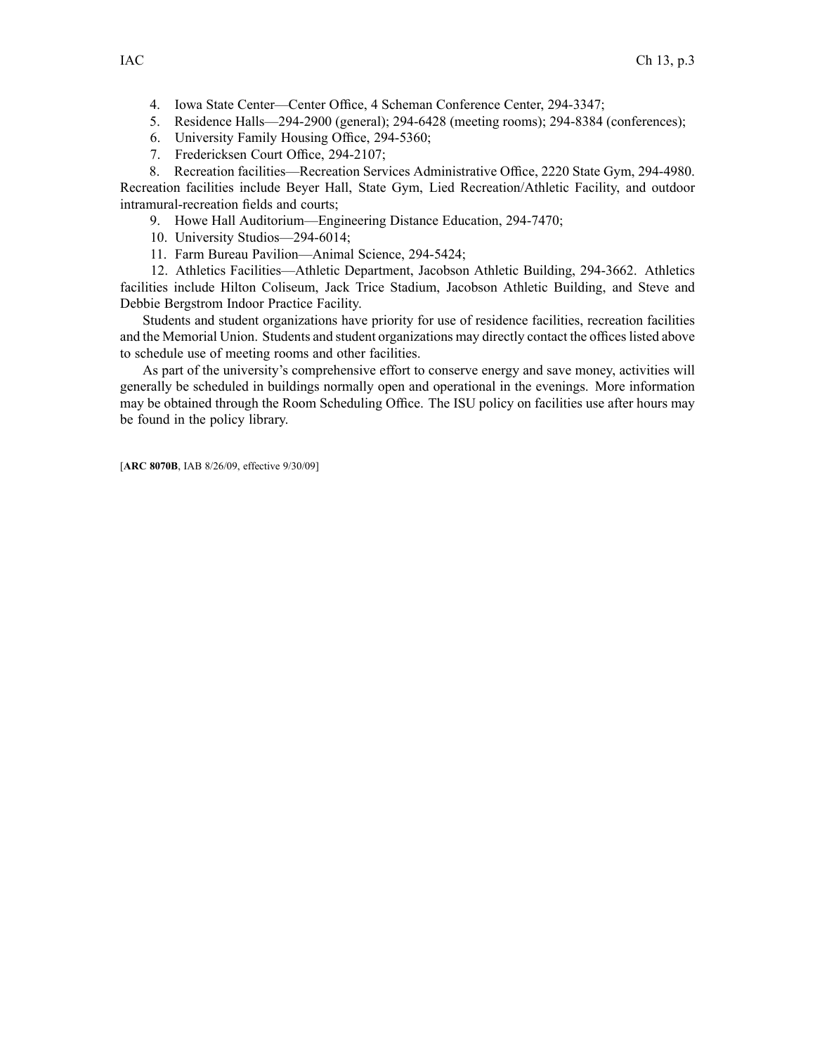4. Iowa State Center—Center Office, 4 Scheman Conference Center, 294-3347;
5. Residence Halls—294-2900 (general); 294-6428 (meeting rooms); 294-8384 (conferences);
6. University Family Housing Office, 294-5360;
7. Fredericksen Court Office, 294-2107;
8. Recreation facilities—Recreation Services Administrative Office, 2220 State Gym, 294-4980. Recreation facilities include Beyer Hall, State Gym, Lied Recreation/Athletic Facility, and outdoor intramural-recreation fields and courts;
9. Howe Hall Auditorium—Engineering Distance Education, 294-7470;
10. University Studios—294-6014;
11. Farm Bureau Pavilion—Animal Science, 294-5424;
12. Athletics Facilities—Athletic Department, Jacobson Athletic Building, 294-3662. Athletics facilities include Hilton Coliseum, Jack Trice Stadium, Jacobson Athletic Building, and Steve and Debbie Bergstrom Indoor Practice Facility.

Students and student organizations have priority for use of residence facilities, recreation facilities and the Memorial Union. Students and student organizations may directly contact the offices listed above to schedule use of meeting rooms and other facilities.

As part of the university's comprehensive effort to conserve energy and save money, activities will generally be scheduled in buildings normally open and operational in the evenings. More information may be obtained through the Room Scheduling Office. The ISU policy on facilities use after hours may be found in the policy library.

[**ARC 8070B**, IAB 8/26/09, effective 9/30/09]